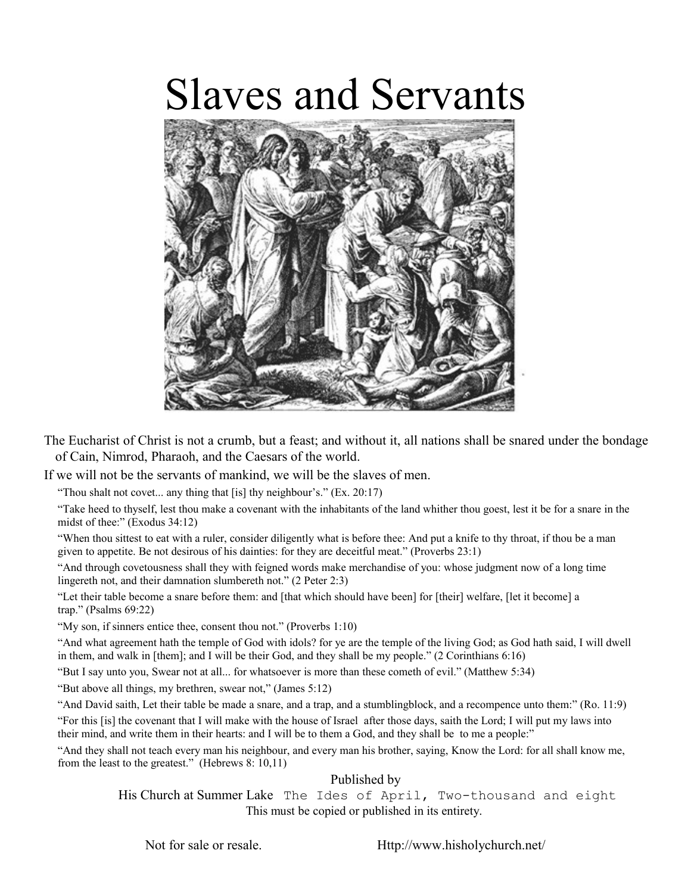# Slaves and Servants

The Eucharist of Christ is not a crumb, but a feast; and without it, all nations shall be snared under the bondage of Cain, Nimrod, Pharaoh, and the Caesars of the world.

If we will not be the servants of mankind, we will be the slaves of men.

"Thou shalt not covet... any thing that [is] thy neighbour's." (Ex. 20:17)

"Take heed to thyself, lest thou make a covenant with the inhabitants of the land whither thou goest, lest it be for a snare in the midst of thee:" (Exodus 34:12)

"When thou sittest to eat with a ruler, consider diligently what is before thee: And put a knife to thy throat, if thou be a man given to appetite. Be not desirous of his dainties: for they are deceitful meat." (Proverbs 23:1)

"And through covetousness shall they with feigned words make merchandise of you: whose judgment now of a long time lingereth not, and their damnation slumbereth not." (2 Peter 2:3)

"Let their table become a snare before them: and [that which should have been] for [their] welfare, [let it become] a trap." (Psalms 69:22)

"My son, if sinners entice thee, consent thou not." (Proverbs 1:10)

"And what agreement hath the temple of God with idols? for ye are the temple of the living God; as God hath said, I will dwell in them, and walk in [them]; and I will be their God, and they shall be my people." (2 Corinthians 6:16)

"But I say unto you, Swear not at all... for whatsoever is more than these cometh of evil." (Matthew 5:34)

"But above all things, my brethren, swear not," (James 5:12)

"And David saith, Let their table be made a snare, and a trap, and a stumblingblock, and a recompence unto them:" (Ro. 11:9)

"For this [is] the covenant that I will make with the house of Israel after those days, saith the Lord; I will put my laws into their mind, and write them in their hearts: and I will be to them a God, and they shall be to me a people:"

"And they shall not teach every man his neighbour, and every man his brother, saying, Know the Lord: for all shall know me, from the least to the greatest." (Hebrews 8: 10,11)

Published by

His Church at Summer Lake The Ides of April, Two-thousand and eight

This must be copied or published in its entirety.

Not for sale or resale. Http://www.hisholychurch.net/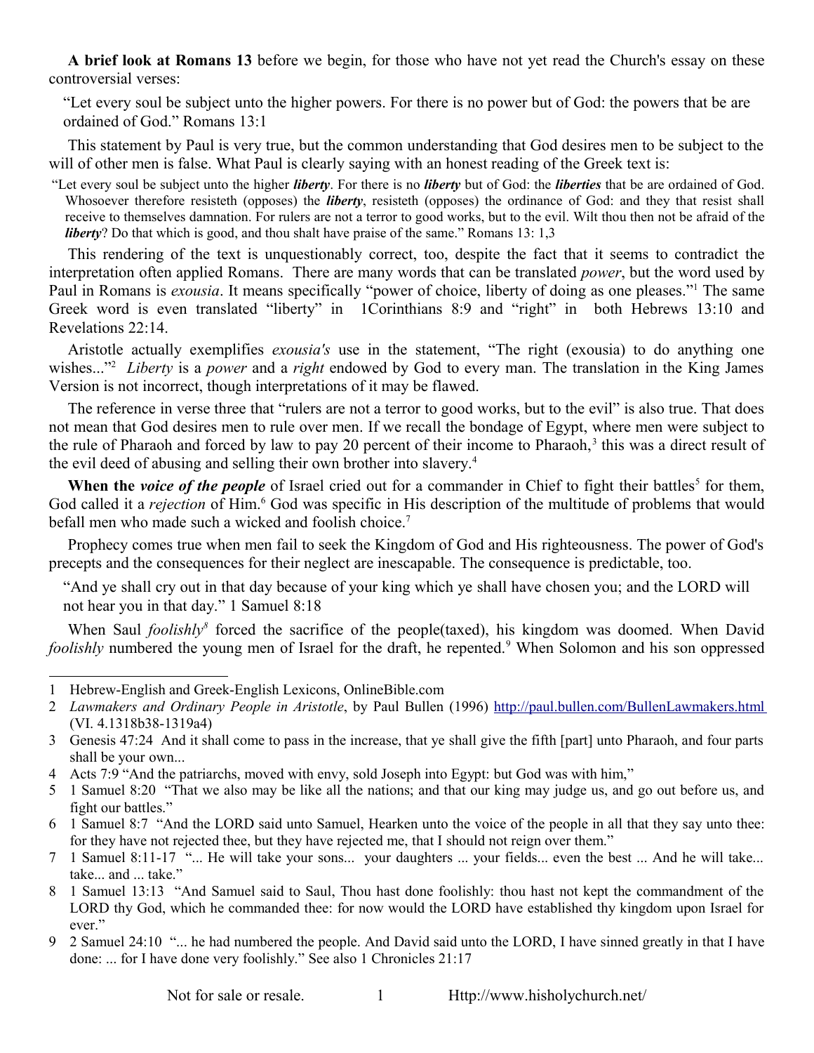**A brief look at Romans 13** before we begin, for those who have not yet read the Church's essay on these controversial verses:

> "Let every soul be subject unto the higher powers. For there is no power but of God: the powers that be are ordained of God." Romans 13:1

This statement by Paul is very true, but the common understanding that God desires men to be subject to the will of other men is false. What Paul is clearly saying with an honest reading of the Greek text is:

> "Let every soul be subject unto the higher ***liberty***. For there is no ***liberty*** but of God: the ***liberties*** that be are ordained of God. Whosoever therefore resisteth (opposes) the ***liberty***, resisteth (opposes) the ordinance of God: and they that resist shall receive to themselves damnation. For rulers are not a terror to good works, but to the evil. Wilt thou then not be afraid of the ***liberty***? Do that which is good, and thou shalt have praise of the same." Romans 13: 1,3

This rendering of the text is unquestionably correct, too, despite the fact that it seems to contradict the interpretation often applied Romans. There are many words that can be translated *power*, but the word used by Paul in Romans is *exousia*. It means specifically "power of choice, liberty of doing as one pleases."[1] The same Greek word is even translated "liberty" in 1Corinthians 8:9 and "right" in both Hebrews 13:10 and Revelations 22:14.

Aristotle actually exemplifies *exousia's* use in the statement, "The right (exousia) to do anything one wishes..."[2] *Liberty* is a *power* and a *right* endowed by God to every man. The translation in the King James Version is not incorrect, though interpretations of it may be flawed.

The reference in verse three that "rulers are not a terror to good works, but to the evil" is also true. That does not mean that God desires men to rule over men. If we recall the bondage of Egypt, where men were subject to the rule of Pharaoh and forced by law to pay 20 percent of their income to Pharaoh,[3] this was a direct result of the evil deed of abusing and selling their own brother into slavery.[4]

**When the *voice of the people*** of Israel cried out for a commander in Chief to fight their battles[5] for them, God called it a *rejection* of Him.[6] God was specific in His description of the multitude of problems that would befall men who made such a wicked and foolish choice.[7]

Prophecy comes true when men fail to seek the Kingdom of God and His righteousness. The power of God's precepts and the consequences for their neglect are inescapable. The consequence is predictable, too.

> "And ye shall cry out in that day because of your king which ye shall have chosen you; and the LORD will not hear you in that day." 1 Samuel 8:18

When Saul *foolishly*[8] forced the sacrifice of the people(taxed), his kingdom was doomed. When David *foolishly* numbered the young men of Israel for the draft, he repented.[9] When Solomon and his son oppressed

---

1 Hebrew-English and Greek-English Lexicons, OnlineBible.com

2 *Lawmakers and Ordinary People in Aristotle*, by Paul Bullen (1996) http://paul.bullen.com/BullenLawmakers.html (VI. 4.1318b38-1319a4)

3 Genesis 47:24 And it shall come to pass in the increase, that ye shall give the fifth [part] unto Pharaoh, and four parts shall be your own...

4 Acts 7:9 "And the patriarchs, moved with envy, sold Joseph into Egypt: but God was with him,"

5 1 Samuel 8:20 "That we also may be like all the nations; and that our king may judge us, and go out before us, and fight our battles."

6 1 Samuel 8:7 "And the LORD said unto Samuel, Hearken unto the voice of the people in all that they say unto thee: for they have not rejected thee, but they have rejected me, that I should not reign over them."

7 1 Samuel 8:11-17 "... He will take your sons... your daughters ... your fields... even the best ... And he will take... take... and ... take."

8 1 Samuel 13:13 "And Samuel said to Saul, Thou hast done foolishly: thou hast not kept the commandment of the LORD thy God, which he commanded thee: for now would the LORD have established thy kingdom upon Israel for ever."

9 2 Samuel 24:10 "... he had numbered the people. And David said unto the LORD, I have sinned greatly in that I have done: ... for I have done very foolishly." See also 1 Chronicles 21:17

Not for sale or resale. Http://www.hisholychurch.net/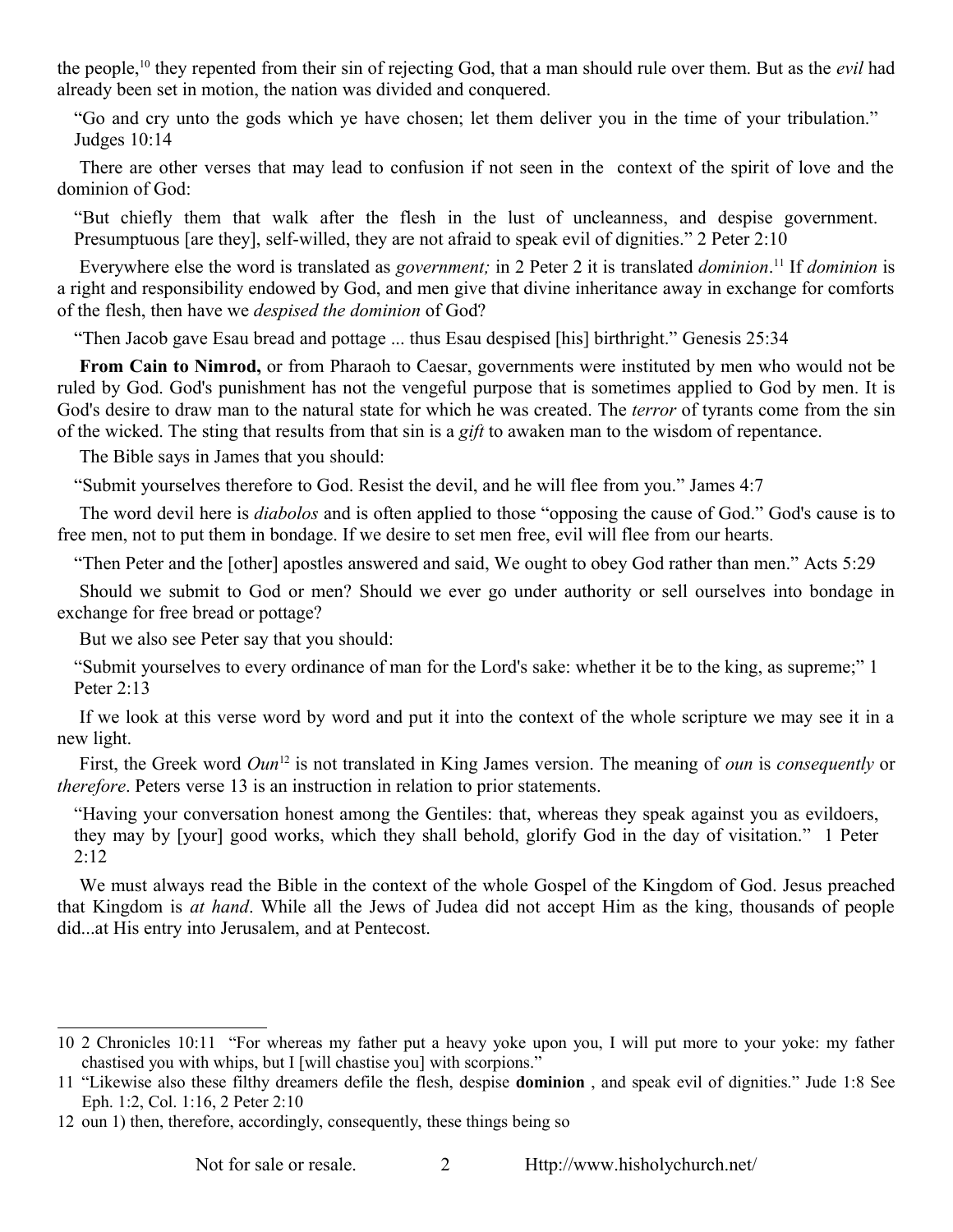the people,[10] they repented from their sin of rejecting God, that a man should rule over them. But as the *evil* had already been set in motion, the nation was divided and conquered.

"Go and cry unto the gods which ye have chosen; let them deliver you in the time of your tribulation." Judges 10:14

There are other verses that may lead to confusion if not seen in the context of the spirit of love and the dominion of God:

"But chiefly them that walk after the flesh in the lust of uncleanness, and despise government. Presumptuous [are they], self-willed, they are not afraid to speak evil of dignities." 2 Peter 2:10

Everywhere else the word is translated as *government;* in 2 Peter 2 it is translated *dominion*.[11] If *dominion* is a right and responsibility endowed by God, and men give that divine inheritance away in exchange for comforts of the flesh, then have we *despised the dominion* of God?

"Then Jacob gave Esau bread and pottage ... thus Esau despised [his] birthright." Genesis 25:34

**From Cain to Nimrod,** or from Pharaoh to Caesar, governments were instituted by men who would not be ruled by God. God's punishment has not the vengeful purpose that is sometimes applied to God by men. It is God's desire to draw man to the natural state for which he was created. The *terror* of tyrants come from the sin of the wicked. The sting that results from that sin is a *gift* to awaken man to the wisdom of repentance.

The Bible says in James that you should:

"Submit yourselves therefore to God. Resist the devil, and he will flee from you." James 4:7

The word devil here is *diabolos* and is often applied to those "opposing the cause of God." God's cause is to free men, not to put them in bondage. If we desire to set men free, evil will flee from our hearts.

"Then Peter and the [other] apostles answered and said, We ought to obey God rather than men." Acts 5:29

Should we submit to God or men? Should we ever go under authority or sell ourselves into bondage in exchange for free bread or pottage?

But we also see Peter say that you should:

"Submit yourselves to every ordinance of man for the Lord's sake: whether it be to the king, as supreme;" 1 Peter 2:13

If we look at this verse word by word and put it into the context of the whole scripture we may see it in a new light.

First, the Greek word *Oun*[12] is not translated in King James version. The meaning of *oun* is *consequently* or *therefore*. Peters verse 13 is an instruction in relation to prior statements.

"Having your conversation honest among the Gentiles: that, whereas they speak against you as evildoers, they may by [your] good works, which they shall behold, glorify God in the day of visitation." 1 Peter 2:12

We must always read the Bible in the context of the whole Gospel of the Kingdom of God. Jesus preached that Kingdom is *at hand*. While all the Jews of Judea did not accept Him as the king, thousands of people did...at His entry into Jerusalem, and at Pentecost.

---

10 2 Chronicles 10:11 "For whereas my father put a heavy yoke upon you, I will put more to your yoke: my father chastised you with whips, but I [will chastise you] with scorpions."

11 "Likewise also these filthy dreamers defile the flesh, despise **dominion** , and speak evil of dignities." Jude 1:8 See Eph. 1:2, Col. 1:16, 2 Peter 2:10

12 oun 1) then, therefore, accordingly, consequently, these things being so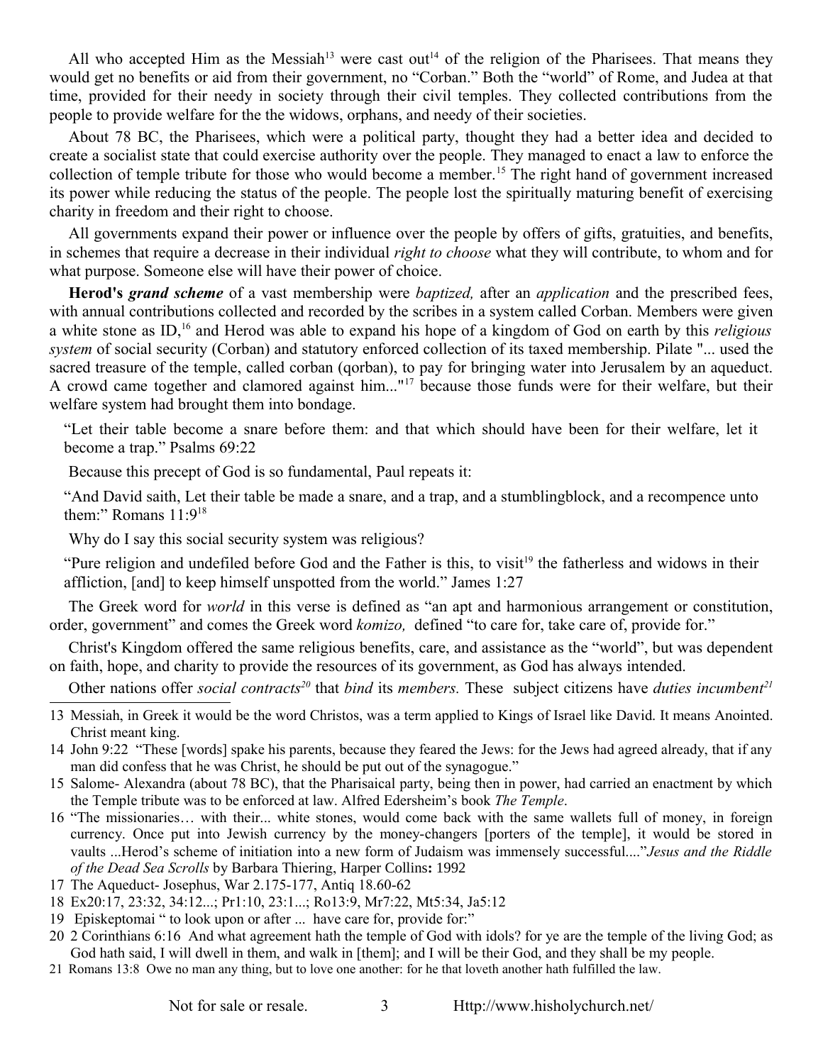All who accepted Him as the Messiah[13] were cast out[14] of the religion of the Pharisees. That means they would get no benefits or aid from their government, no "Corban." Both the "world" of Rome, and Judea at that time, provided for their needy in society through their civil temples. They collected contributions from the people to provide welfare for the the widows, orphans, and needy of their societies.

About 78 BC, the Pharisees, which were a political party, thought they had a better idea and decided to create a socialist state that could exercise authority over the people. They managed to enact a law to enforce the collection of temple tribute for those who would become a member.[15] The right hand of government increased its power while reducing the status of the people. The people lost the spiritually maturing benefit of exercising charity in freedom and their right to choose.

All governments expand their power or influence over the people by offers of gifts, gratuities, and benefits, in schemes that require a decrease in their individual *right to choose* what they will contribute, to whom and for what purpose. Someone else will have their power of choice.

**Herod's *grand scheme*** of a vast membership were *baptized,* after an *application* and the prescribed fees, with annual contributions collected and recorded by the scribes in a system called Corban. Members were given a white stone as ID,[16] and Herod was able to expand his hope of a kingdom of God on earth by this *religious system* of social security (Corban) and statutory enforced collection of its taxed membership. Pilate "... used the sacred treasure of the temple, called corban (qorban), to pay for bringing water into Jerusalem by an aqueduct. A crowd came together and clamored against him..."[17] because those funds were for their welfare, but their welfare system had brought them into bondage.

> "Let their table become a snare before them: and that which should have been for their welfare, let it become a trap." Psalms 69:22

Because this precept of God is so fundamental, Paul repeats it:

> "And David saith, Let their table be made a snare, and a trap, and a stumblingblock, and a recompence unto them:" Romans 11:9[18]

Why do I say this social security system was religious?

> "Pure religion and undefiled before God and the Father is this, to visit[19] the fatherless and widows in their affliction, [and] to keep himself unspotted from the world." James 1:27

The Greek word for *world* in this verse is defined as "an apt and harmonious arrangement or constitution, order, government" and comes the Greek word *komizo,* defined "to care for, take care of, provide for."

Christ's Kingdom offered the same religious benefits, care, and assistance as the "world", but was dependent on faith, hope, and charity to provide the resources of its government, as God has always intended.

Other nations offer *social contracts*[20] that *bind* its *members.* These subject citizens have *duties incumbent*[21]

---

13 Messiah, in Greek it would be the word Christos, was a term applied to Kings of Israel like David. It means Anointed. Christ meant king.

14 John 9:22 "These [words] spake his parents, because they feared the Jews: for the Jews had agreed already, that if any man did confess that he was Christ, he should be put out of the synagogue."

15 Salome- Alexandra (about 78 BC), that the Pharisaical party, being then in power, had carried an enactment by which the Temple tribute was to be enforced at law. Alfred Edersheim's book *The Temple*.

16 "The missionaries… with their... white stones, would come back with the same wallets full of money, in foreign currency. Once put into Jewish currency by the money-changers [porters of the temple], it would be stored in vaults ...Herod's scheme of initiation into a new form of Judaism was immensely successful...."*Jesus and the Riddle of the Dead Sea Scrolls* by Barbara Thiering, Harper Collins**:** 1992

17 The Aqueduct- Josephus, War 2.175-177, Antiq 18.60-62

18 Ex20:17, 23:32, 34:12...; Pr1:10, 23:1...; Ro13:9, Mr7:22, Mt5:34, Ja5:12

19 Episkeptomai " to look upon or after ... have care for, provide for:"

20 2 Corinthians 6:16 And what agreement hath the temple of God with idols? for ye are the temple of the living God; as God hath said, I will dwell in them, and walk in [them]; and I will be their God, and they shall be my people.

21 Romans 13:8 Owe no man any thing, but to love one another: for he that loveth another hath fulfilled the law.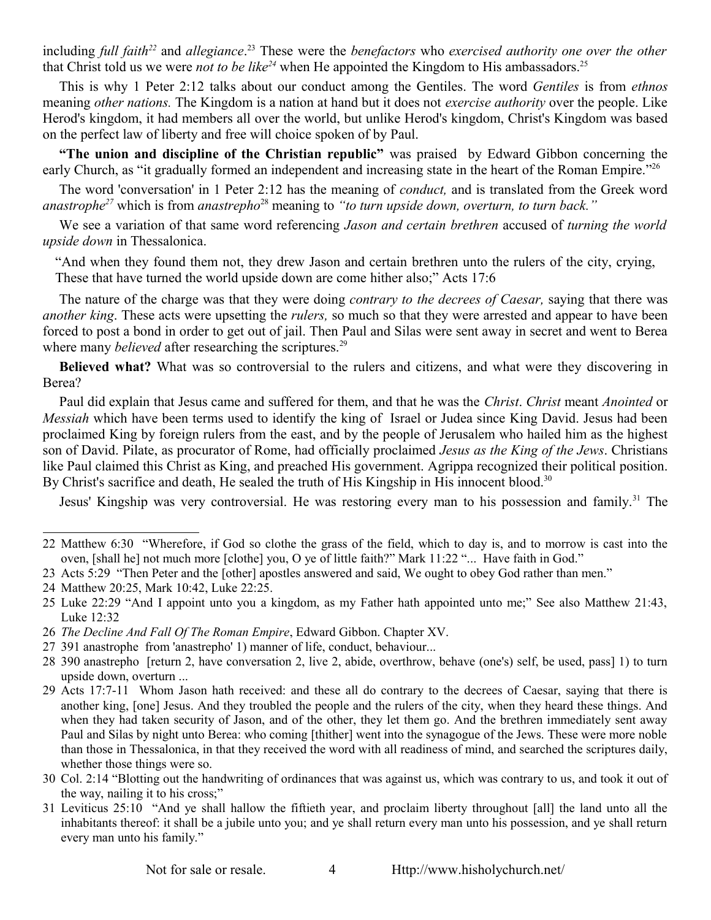including *full faith*[22] and *allegiance*.[23] These were the *benefactors* who *exercised authority one over the other* that Christ told us we were *not to be like*[24] when He appointed the Kingdom to His ambassadors.[25]

This is why 1 Peter 2:12 talks about our conduct among the Gentiles. The word *Gentiles* is from *ethnos* meaning *other nations.* The Kingdom is a nation at hand but it does not *exercise authority* over the people. Like Herod's kingdom, it had members all over the world, but unlike Herod's kingdom, Christ's Kingdom was based on the perfect law of liberty and free will choice spoken of by Paul.

**"The union and discipline of the Christian republic"** was praised by Edward Gibbon concerning the early Church, as "it gradually formed an independent and increasing state in the heart of the Roman Empire."[26]

The word 'conversation' in 1 Peter 2:12 has the meaning of *conduct,* and is translated from the Greek word *anastrophe*[27] which is from *anastrepho*[28] meaning to *"to turn upside down, overturn, to turn back."*

We see a variation of that same word referencing *Jason and certain brethren* accused of *turning the world upside down* in Thessalonica.

"And when they found them not, they drew Jason and certain brethren unto the rulers of the city, crying, These that have turned the world upside down are come hither also;" Acts 17:6

The nature of the charge was that they were doing *contrary to the decrees of Caesar,* saying that there was *another king*. These acts were upsetting the *rulers,* so much so that they were arrested and appear to have been forced to post a bond in order to get out of jail. Then Paul and Silas were sent away in secret and went to Berea where many *believed* after researching the scriptures.[29]

**Believed what?** What was so controversial to the rulers and citizens, and what were they discovering in Berea?

Paul did explain that Jesus came and suffered for them, and that he was the *Christ*. *Christ* meant *Anointed* or *Messiah* which have been terms used to identify the king of Israel or Judea since King David. Jesus had been proclaimed King by foreign rulers from the east, and by the people of Jerusalem who hailed him as the highest son of David. Pilate, as procurator of Rome, had officially proclaimed *Jesus as the King of the Jews*. Christians like Paul claimed this Christ as King, and preached His government. Agrippa recognized their political position. By Christ's sacrifice and death, He sealed the truth of His Kingship in His innocent blood.[30]

Jesus' Kingship was very controversial. He was restoring every man to his possession and family.[31] The

---

22 Matthew 6:30 "Wherefore, if God so clothe the grass of the field, which to day is, and to morrow is cast into the oven, [shall he] not much more [clothe] you, O ye of little faith?" Mark 11:22 "... Have faith in God."

23 Acts 5:29 "Then Peter and the [other] apostles answered and said, We ought to obey God rather than men."

24 Matthew 20:25, Mark 10:42, Luke 22:25.

25 Luke 22:29 "And I appoint unto you a kingdom, as my Father hath appointed unto me;" See also Matthew 21:43, Luke 12:32

26 *The Decline And Fall Of The Roman Empire*, Edward Gibbon. Chapter XV.

27 391 anastrophe from 'anastrepho' 1) manner of life, conduct, behaviour...

28 390 anastrepho [return 2, have conversation 2, live 2, abide, overthrow, behave (one's) self, be used, pass] 1) to turn upside down, overturn ...

29 Acts 17:7-11 Whom Jason hath received: and these all do contrary to the decrees of Caesar, saying that there is another king, [one] Jesus. And they troubled the people and the rulers of the city, when they heard these things. And when they had taken security of Jason, and of the other, they let them go. And the brethren immediately sent away Paul and Silas by night unto Berea: who coming [thither] went into the synagogue of the Jews. These were more noble than those in Thessalonica, in that they received the word with all readiness of mind, and searched the scriptures daily, whether those things were so.

30 Col. 2:14 "Blotting out the handwriting of ordinances that was against us, which was contrary to us, and took it out of the way, nailing it to his cross;"

31 Leviticus 25:10 "And ye shall hallow the fiftieth year, and proclaim liberty throughout [all] the land unto all the inhabitants thereof: it shall be a jubile unto you; and ye shall return every man unto his possession, and ye shall return every man unto his family."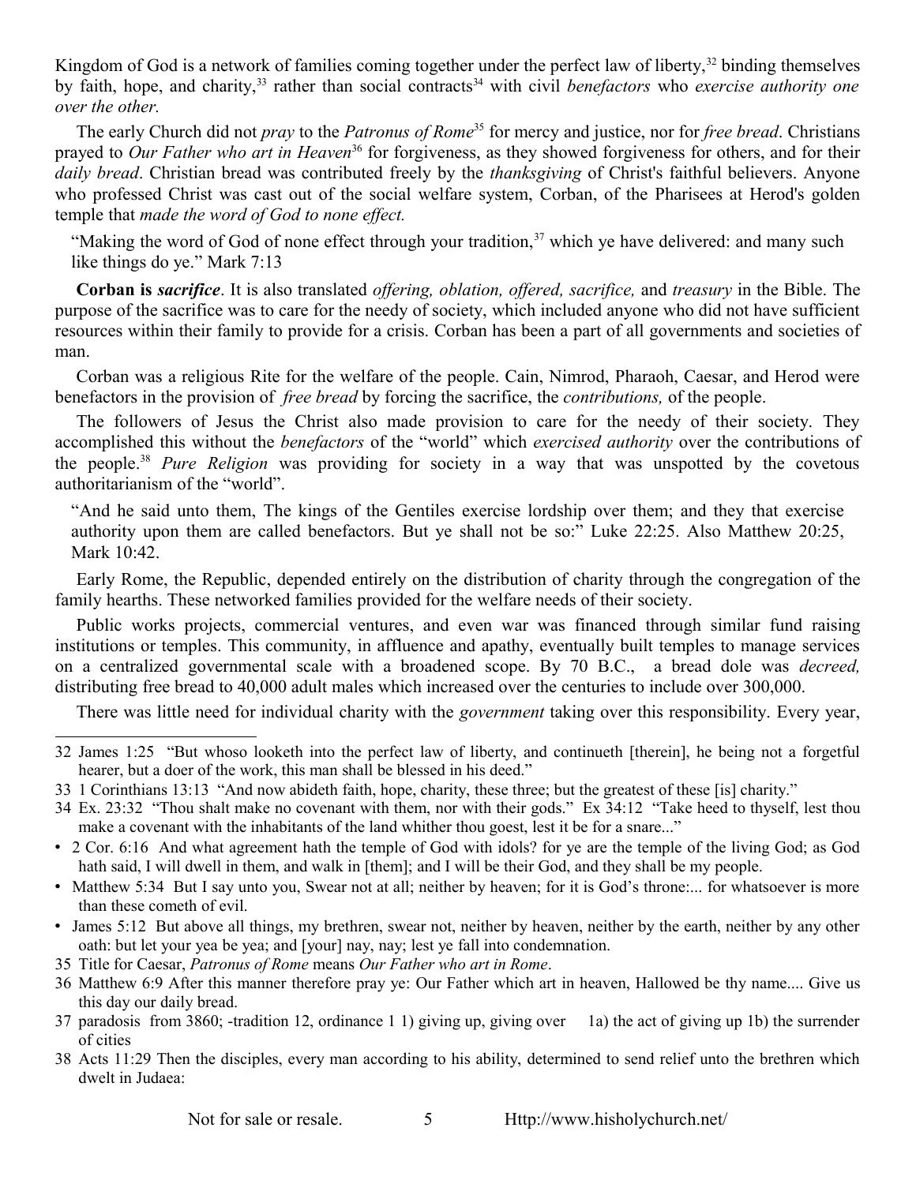Kingdom of God is a network of families coming together under the perfect law of liberty,[32] binding themselves by faith, hope, and charity,[33] rather than social contracts[34] with civil *benefactors* who *exercise authority one over the other.*

The early Church did not *pray* to the *Patronus of Rome*[35] for mercy and justice, nor for *free bread*. Christians prayed to *Our Father who art in Heaven*[36] for forgiveness, as they showed forgiveness for others, and for their *daily bread*. Christian bread was contributed freely by the *thanksgiving* of Christ's faithful believers. Anyone who professed Christ was cast out of the social welfare system, Corban, of the Pharisees at Herod's golden temple that *made the word of God to none effect.*

> "Making the word of God of none effect through your tradition,[37] which ye have delivered: and many such like things do ye." Mark 7:13

**Corban is *sacrifice***. It is also translated *offering, oblation, offered, sacrifice,* and *treasury* in the Bible. The purpose of the sacrifice was to care for the needy of society, which included anyone who did not have sufficient resources within their family to provide for a crisis. Corban has been a part of all governments and societies of man.

Corban was a religious Rite for the welfare of the people. Cain, Nimrod, Pharaoh, Caesar, and Herod were benefactors in the provision of *free bread* by forcing the sacrifice, the *contributions,* of the people.

The followers of Jesus the Christ also made provision to care for the needy of their society. They accomplished this without the *benefactors* of the "world" which *exercised authority* over the contributions of the people.[38] *Pure Religion* was providing for society in a way that was unspotted by the covetous authoritarianism of the "world".

> "And he said unto them, The kings of the Gentiles exercise lordship over them; and they that exercise authority upon them are called benefactors. But ye shall not be so:" Luke 22:25. Also Matthew 20:25, Mark 10:42.

Early Rome, the Republic, depended entirely on the distribution of charity through the congregation of the family hearths. These networked families provided for the welfare needs of their society.

Public works projects, commercial ventures, and even war was financed through similar fund raising institutions or temples. This community, in affluence and apathy, eventually built temples to manage services on a centralized governmental scale with a broadened scope. By 70 B.C., a bread dole was *decreed,* distributing free bread to 40,000 adult males which increased over the centuries to include over 300,000.

There was little need for individual charity with the *government* taking over this responsibility. Every year,

---

32 James 1:25 "But whoso looketh into the perfect law of liberty, and continueth [therein], he being not a forgetful hearer, but a doer of the work, this man shall be blessed in his deed."

33 1 Corinthians 13:13 "And now abideth faith, hope, charity, these three; but the greatest of these [is] charity."

34 Ex. 23:32 "Thou shalt make no covenant with them, nor with their gods." Ex 34:12 "Take heed to thyself, lest thou make a covenant with the inhabitants of the land whither thou goest, lest it be for a snare..."

- 2 Cor. 6:16 And what agreement hath the temple of God with idols? for ye are the temple of the living God; as God hath said, I will dwell in them, and walk in [them]; and I will be their God, and they shall be my people.
- Matthew 5:34 But I say unto you, Swear not at all; neither by heaven; for it is God's throne:... for whatsoever is more than these cometh of evil.
- James 5:12 But above all things, my brethren, swear not, neither by heaven, neither by the earth, neither by any other oath: but let your yea be yea; and [your] nay, nay; lest ye fall into condemnation.

35 Title for Caesar, *Patronus of Rome* means *Our Father who art in Rome*.

36 Matthew 6:9 After this manner therefore pray ye: Our Father which art in heaven, Hallowed be thy name.... Give us this day our daily bread.

37 paradosis from 3860; -tradition 12, ordinance 1 1) giving up, giving over 1a) the act of giving up 1b) the surrender of cities

38 Acts 11:29 Then the disciples, every man according to his ability, determined to send relief unto the brethren which dwelt in Judaea: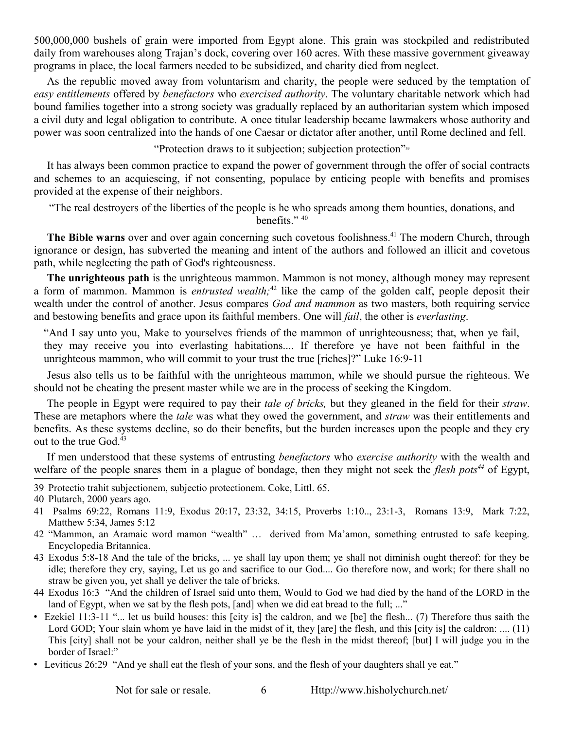500,000,000 bushels of grain were imported from Egypt alone. This grain was stockpiled and redistributed daily from warehouses along Trajan's dock, covering over 160 acres. With these massive government giveaway programs in place, the local farmers needed to be subsidized, and charity died from neglect.

As the republic moved away from voluntarism and charity, the people were seduced by the temptation of *easy entitlements* offered by *benefactors* who *exercised authority*. The voluntary charitable network which had bound families together into a strong society was gradually replaced by an authoritarian system which imposed a civil duty and legal obligation to contribute. A once titular leadership became lawmakers whose authority and power was soon centralized into the hands of one Caesar or dictator after another, until Rome declined and fell.

"Protection draws to it subjection; subjection protection"[39]

It has always been common practice to expand the power of government through the offer of social contracts and schemes to an acquiescing, if not consenting, populace by enticing people with benefits and promises provided at the expense of their neighbors.

"The real destroyers of the liberties of the people is he who spreads among them bounties, donations, and benefits." [40]

**The Bible warns** over and over again concerning such covetous foolishness.[41] The modern Church, through ignorance or design, has subverted the meaning and intent of the authors and followed an illicit and covetous path, while neglecting the path of God's righteousness.

**The unrighteous path** is the unrighteous mammon. Mammon is not money, although money may represent a form of mammon. Mammon is *entrusted wealth;*[42] like the camp of the golden calf, people deposit their wealth under the control of another. Jesus compares *God and mammon* as two masters, both requiring service and bestowing benefits and grace upon its faithful members. One will *fail*, the other is *everlasting*.

"And I say unto you, Make to yourselves friends of the mammon of unrighteousness; that, when ye fail, they may receive you into everlasting habitations.... If therefore ye have not been faithful in the unrighteous mammon, who will commit to your trust the true [riches]?" Luke 16:9-11

Jesus also tells us to be faithful with the unrighteous mammon, while we should pursue the righteous. We should not be cheating the present master while we are in the process of seeking the Kingdom.

The people in Egypt were required to pay their *tale of bricks,* but they gleaned in the field for their *straw*. These are metaphors where the *tale* was what they owed the government, and *straw* was their entitlements and benefits. As these systems decline, so do their benefits, but the burden increases upon the people and they cry out to the true God.[43]

If men understood that these systems of entrusting *benefactors* who *exercise authority* with the wealth and welfare of the people snares them in a plague of bondage, then they might not seek the *flesh pots*[44] of Egypt,

---

39 Protectio trahit subjectionem, subjectio protectionem. Coke, Littl. 65.

40 Plutarch, 2000 years ago.

41 Psalms 69:22, Romans 11:9, Exodus 20:17, 23:32, 34:15, Proverbs 1:10.., 23:1-3, Romans 13:9, Mark 7:22, Matthew 5:34, James 5:12

42 "Mammon, an Aramaic word mamon "wealth" … derived from Ma'amon, something entrusted to safe keeping. Encyclopedia Britannica.

43 Exodus 5:8-18 And the tale of the bricks, ... ye shall lay upon them; ye shall not diminish ought thereof: for they be idle; therefore they cry, saying, Let us go and sacrifice to our God.... Go therefore now, and work; for there shall no straw be given you, yet shall ye deliver the tale of bricks.

44 Exodus 16:3 "And the children of Israel said unto them, Would to God we had died by the hand of the LORD in the land of Egypt, when we sat by the flesh pots, [and] when we did eat bread to the full; ..."

- Ezekiel 11:3-11 "... let us build houses: this [city is] the caldron, and we [be] the flesh... (7) Therefore thus saith the Lord GOD; Your slain whom ye have laid in the midst of it, they [are] the flesh, and this [city is] the caldron: .... (11) This [city] shall not be your caldron, neither shall ye be the flesh in the midst thereof; [but] I will judge you in the border of Israel:"
- Leviticus 26:29 "And ye shall eat the flesh of your sons, and the flesh of your daughters shall ye eat."

Not for sale or resale. Http://www.hisholychurch.net/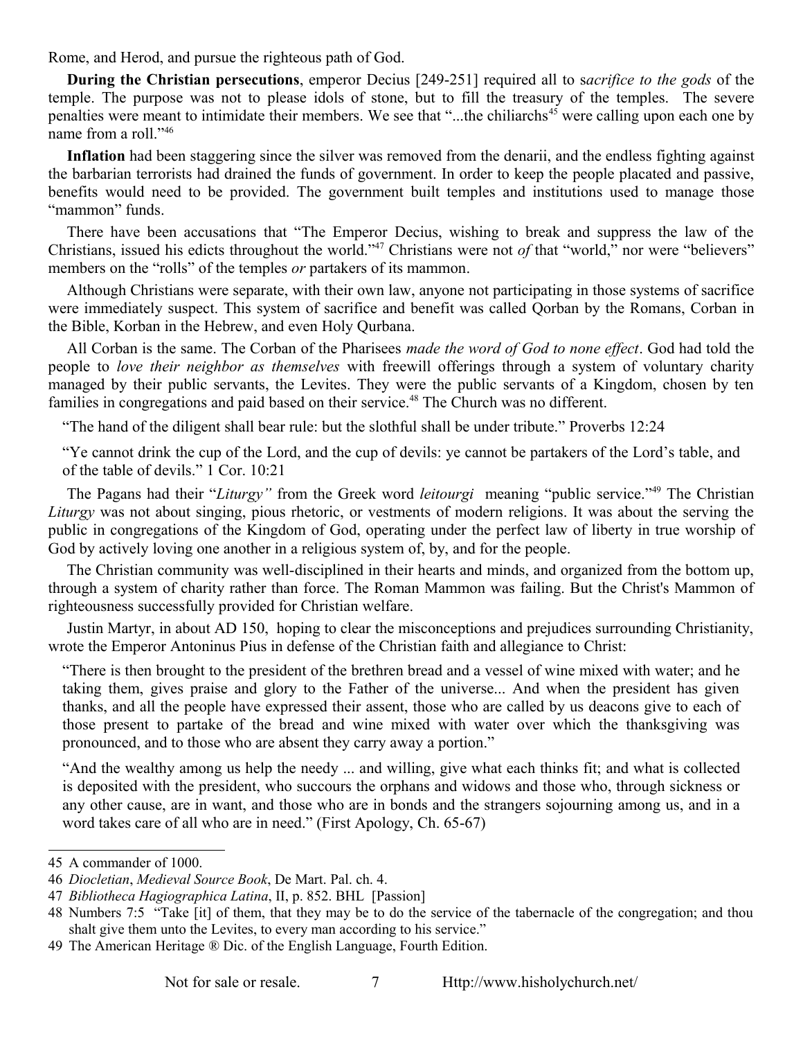Rome, and Herod, and pursue the righteous path of God.

**During the Christian persecutions**, emperor Decius [249-251] required all to s*acrifice to the gods* of the temple. The purpose was not to please idols of stone, but to fill the treasury of the temples. The severe penalties were meant to intimidate their members. We see that "...the chiliarchs[45] were calling upon each one by name from a roll."[46]

**Inflation** had been staggering since the silver was removed from the denarii, and the endless fighting against the barbarian terrorists had drained the funds of government. In order to keep the people placated and passive, benefits would need to be provided. The government built temples and institutions used to manage those "mammon" funds.

There have been accusations that "The Emperor Decius, wishing to break and suppress the law of the Christians, issued his edicts throughout the world."[47] Christians were not *of* that "world," nor were "believers" members on the "rolls" of the temples *or* partakers of its mammon.

Although Christians were separate, with their own law, anyone not participating in those systems of sacrifice were immediately suspect. This system of sacrifice and benefit was called Qorban by the Romans, Corban in the Bible, Korban in the Hebrew, and even Holy Qurbana.

All Corban is the same. The Corban of the Pharisees *made the word of God to none effect*. God had told the people to *love their neighbor as themselves* with freewill offerings through a system of voluntary charity managed by their public servants, the Levites. They were the public servants of a Kingdom, chosen by ten families in congregations and paid based on their service.[48] The Church was no different.

"The hand of the diligent shall bear rule: but the slothful shall be under tribute." Proverbs 12:24

"Ye cannot drink the cup of the Lord, and the cup of devils: ye cannot be partakers of the Lord's table, and of the table of devils." 1 Cor. 10:21

The Pagans had their "*Liturgy"* from the Greek word *leitourgi* meaning "public service."[49] The Christian *Liturgy* was not about singing, pious rhetoric, or vestments of modern religions. It was about the serving the public in congregations of the Kingdom of God, operating under the perfect law of liberty in true worship of God by actively loving one another in a religious system of, by, and for the people.

The Christian community was well-disciplined in their hearts and minds, and organized from the bottom up, through a system of charity rather than force. The Roman Mammon was failing. But the Christ's Mammon of righteousness successfully provided for Christian welfare.

Justin Martyr, in about AD 150, hoping to clear the misconceptions and prejudices surrounding Christianity, wrote the Emperor Antoninus Pius in defense of the Christian faith and allegiance to Christ:

"There is then brought to the president of the brethren bread and a vessel of wine mixed with water; and he taking them, gives praise and glory to the Father of the universe... And when the president has given thanks, and all the people have expressed their assent, those who are called by us deacons give to each of those present to partake of the bread and wine mixed with water over which the thanksgiving was pronounced, and to those who are absent they carry away a portion."

"And the wealthy among us help the needy ... and willing, give what each thinks fit; and what is collected is deposited with the president, who succours the orphans and widows and those who, through sickness or any other cause, are in want, and those who are in bonds and the strangers sojourning among us, and in a word takes care of all who are in need." (First Apology, Ch. 65-67)

---

45 A commander of 1000.

46 *Diocletian*, *Medieval Source Book*, De Mart. Pal. ch. 4.

47 *Bibliotheca Hagiographica Latina*, II, p. 852. BHL [Passion]

48 Numbers 7:5 "Take [it] of them, that they may be to do the service of the tabernacle of the congregation; and thou shalt give them unto the Levites, to every man according to his service."

49 The American Heritage ® Dic. of the English Language, Fourth Edition.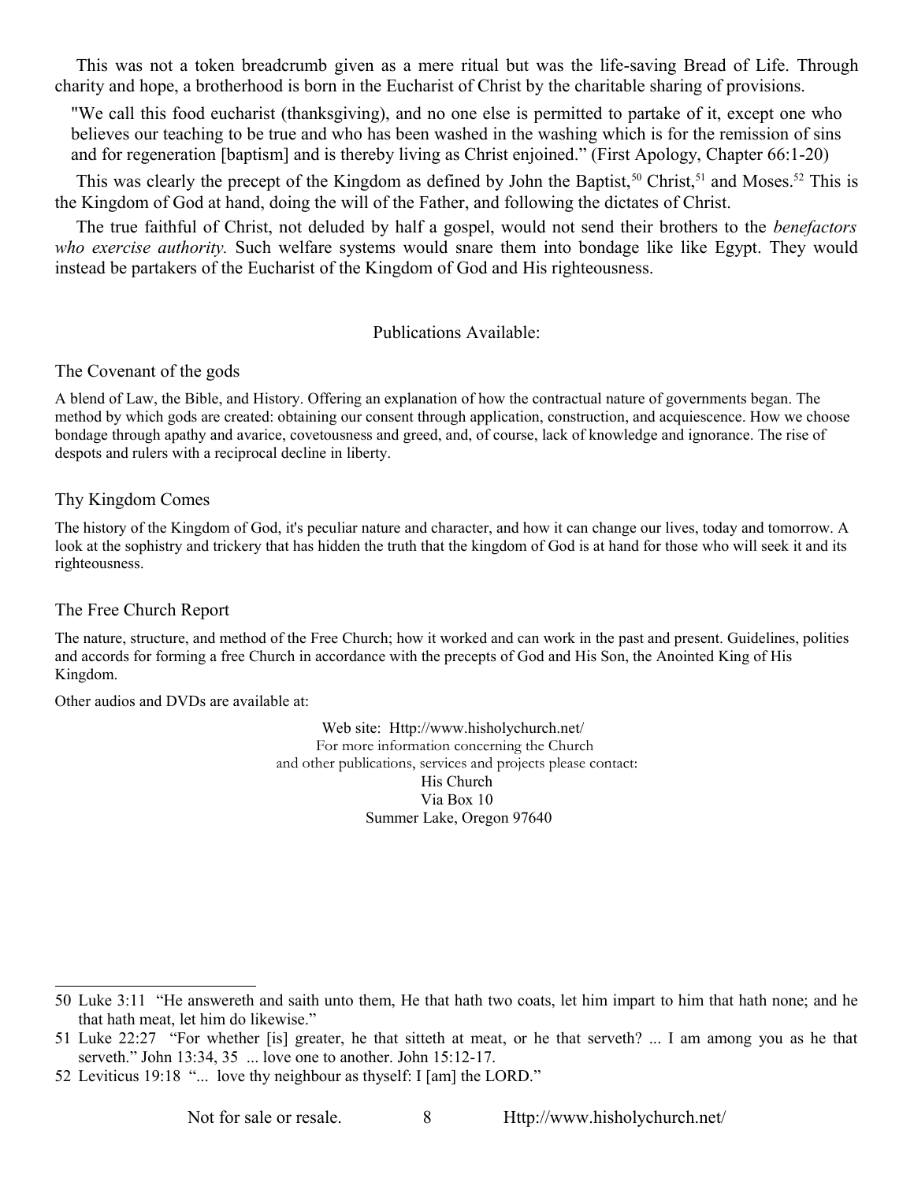This was not a token breadcrumb given as a mere ritual but was the life-saving Bread of Life. Through charity and hope, a brotherhood is born in the Eucharist of Christ by the charitable sharing of provisions.

> "We call this food eucharist (thanksgiving), and no one else is permitted to partake of it, except one who believes our teaching to be true and who has been washed in the washing which is for the remission of sins and for regeneration [baptism] and is thereby living as Christ enjoined." (First Apology, Chapter 66:1-20)

This was clearly the precept of the Kingdom as defined by John the Baptist,[50] Christ,[51] and Moses.[52] This is the Kingdom of God at hand, doing the will of the Father, and following the dictates of Christ.

The true faithful of Christ, not deluded by half a gospel, would not send their brothers to the *benefactors who exercise authority.* Such welfare systems would snare them into bondage like like Egypt. They would instead be partakers of the Eucharist of the Kingdom of God and His righteousness.

## Publications Available:

### The Covenant of the gods

A blend of Law, the Bible, and History. Offering an explanation of how the contractual nature of governments began. The method by which gods are created: obtaining our consent through application, construction, and acquiescence. How we choose bondage through apathy and avarice, covetousness and greed, and, of course, lack of knowledge and ignorance. The rise of despots and rulers with a reciprocal decline in liberty.

### Thy Kingdom Comes

The history of the Kingdom of God, it's peculiar nature and character, and how it can change our lives, today and tomorrow. A look at the sophistry and trickery that has hidden the truth that the kingdom of God is at hand for those who will seek it and its righteousness.

### The Free Church Report

The nature, structure, and method of the Free Church; how it worked and can work in the past and present. Guidelines, polities and accords for forming a free Church in accordance with the precepts of God and His Son, the Anointed King of His Kingdom.

Other audios and DVDs are available at:

Web site: Http://www.hisholychurch.net/
For more information concerning the Church
and other publications, services and projects please contact:
His Church
Via Box 10
Summer Lake, Oregon 97640

---

50 Luke 3:11 "He answereth and saith unto them, He that hath two coats, let him impart to him that hath none; and he that hath meat, let him do likewise."

51 Luke 22:27 "For whether [is] greater, he that sitteth at meat, or he that serveth? ... I am among you as he that serveth." John 13:34, 35 ... love one to another. John 15:12-17.

52 Leviticus 19:18 "... love thy neighbour as thyself: I [am] the LORD."

Not for sale or resale.